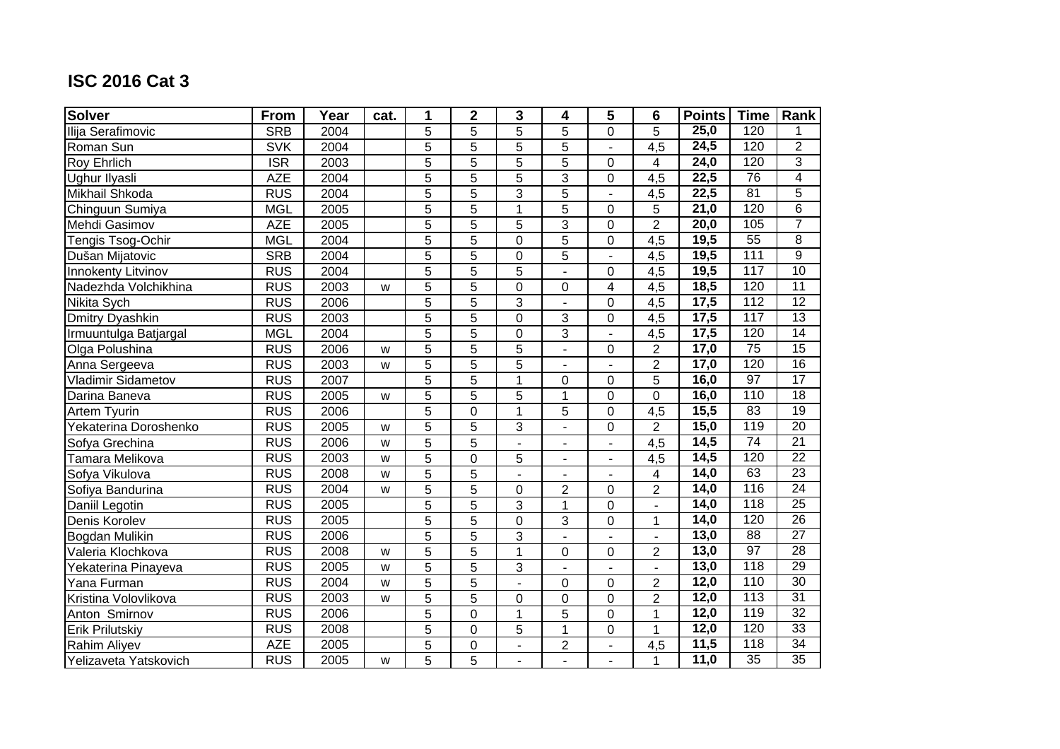# ISC 2016 Cat 3

| Solver | From | Year | cat. | 1 | 2 | 3 | 4 | 5 | 6 | Points | Time | Rank |
|---|---|---|---|---|---|---|---|---|---|---|---|---|
| Ilija Serafimovic | SRB | 2004 | | 5 | 5 | 5 | 5 | 0 | 5 | 25,0 | 120 | 1 |
| Roman Sun | SVK | 2004 | | 5 | 5 | 5 | 5 | - | 4,5 | 24,5 | 120 | 2 |
| Roy Ehrlich | ISR | 2003 | | 5 | 5 | 5 | 5 | 0 | 4 | 24,0 | 120 | 3 |
| Ughur Ilyasli | AZE | 2004 | | 5 | 5 | 5 | 3 | 0 | 4,5 | 22,5 | 76 | 4 |
| Mikhail Shkoda | RUS | 2004 | | 5 | 5 | 3 | 5 | - | 4,5 | 22,5 | 81 | 5 |
| Chinguun Sumiya | MGL | 2005 | | 5 | 5 | 1 | 5 | 0 | 5 | 21,0 | 120 | 6 |
| Mehdi Gasimov | AZE | 2005 | | 5 | 5 | 5 | 3 | 0 | 2 | 20,0 | 105 | 7 |
| Tengis Tsog-Ochir | MGL | 2004 | | 5 | 5 | 0 | 5 | 0 | 4,5 | 19,5 | 55 | 8 |
| Dušan Mijatovic | SRB | 2004 | | 5 | 5 | 0 | 5 | - | 4,5 | 19,5 | 111 | 9 |
| Innokenty Litvinov | RUS | 2004 | | 5 | 5 | 5 | - | 0 | 4,5 | 19,5 | 117 | 10 |
| Nadezhda Volchikhina | RUS | 2003 | w | 5 | 5 | 0 | 0 | 4 | 4,5 | 18,5 | 120 | 11 |
| Nikita Sych | RUS | 2006 | | 5 | 5 | 3 | - | 0 | 4,5 | 17,5 | 112 | 12 |
| Dmitry Dyashkin | RUS | 2003 | | 5 | 5 | 0 | 3 | 0 | 4,5 | 17,5 | 117 | 13 |
| Irmuuntulga Batjargal | MGL | 2004 | | 5 | 5 | 0 | 3 | - | 4,5 | 17,5 | 120 | 14 |
| Olga Polushina | RUS | 2006 | w | 5 | 5 | 5 | - | 0 | 2 | 17,0 | 75 | 15 |
| Anna Sergeeva | RUS | 2003 | w | 5 | 5 | 5 | - | - | 2 | 17,0 | 120 | 16 |
| Vladimir Sidametov | RUS | 2007 | | 5 | 5 | 1 | 0 | 0 | 5 | 16,0 | 97 | 17 |
| Darina Baneva | RUS | 2005 | w | 5 | 5 | 5 | 1 | 0 | 0 | 16,0 | 110 | 18 |
| Artem Tyurin | RUS | 2006 | | 5 | 0 | 1 | 5 | 0 | 4,5 | 15,5 | 83 | 19 |
| Yekaterina Doroshenko | RUS | 2005 | w | 5 | 5 | 3 | - | 0 | 2 | 15,0 | 119 | 20 |
| Sofya Grechina | RUS | 2006 | w | 5 | 5 | - | - | - | 4,5 | 14,5 | 74 | 21 |
| Tamara Melikova | RUS | 2003 | w | 5 | 0 | 5 | - | - | 4,5 | 14,5 | 120 | 22 |
| Sofya Vikulova | RUS | 2008 | w | 5 | 5 | - | - | - | 4 | 14,0 | 63 | 23 |
| Sofiya Bandurina | RUS | 2004 | w | 5 | 5 | 0 | 2 | 0 | 2 | 14,0 | 116 | 24 |
| Daniil Legotin | RUS | 2005 | | 5 | 5 | 3 | 1 | 0 | - | 14,0 | 118 | 25 |
| Denis Korolev | RUS | 2005 | | 5 | 5 | 0 | 3 | 0 | 1 | 14,0 | 120 | 26 |
| Bogdan Mulikin | RUS | 2006 | | 5 | 5 | 3 | - | - | - | 13,0 | 88 | 27 |
| Valeria Klochkova | RUS | 2008 | w | 5 | 5 | 1 | 0 | 0 | 2 | 13,0 | 97 | 28 |
| Yekaterina Pinayeva | RUS | 2005 | w | 5 | 5 | 3 | - | - | - | 13,0 | 118 | 29 |
| Yana Furman | RUS | 2004 | w | 5 | 5 | - | 0 | 0 | 2 | 12,0 | 110 | 30 |
| Kristina Volovlikova | RUS | 2003 | w | 5 | 5 | 0 | 0 | 0 | 2 | 12,0 | 113 | 31 |
| Anton Smirnov | RUS | 2006 | | 5 | 0 | 1 | 5 | 0 | 1 | 12,0 | 119 | 32 |
| Erik Prilutskiy | RUS | 2008 | | 5 | 0 | 5 | 1 | 0 | 1 | 12,0 | 120 | 33 |
| Rahim Aliyev | AZE | 2005 | | 5 | 0 | - | 2 | - | 4,5 | 11,5 | 118 | 34 |
| Yelizaveta Yatskovich | RUS | 2005 | w | 5 | 5 | - | - | - | 1 | 11,0 | 35 | 35 |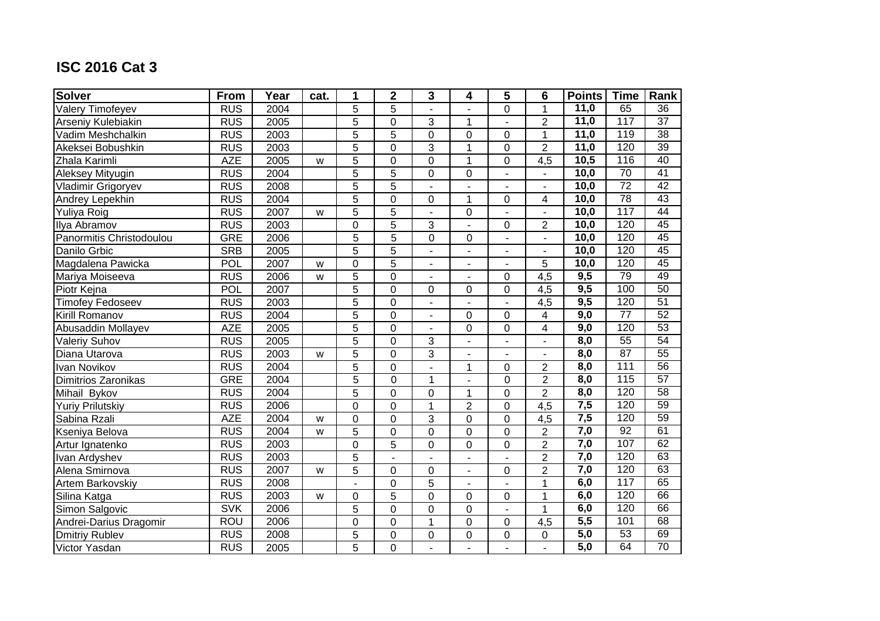## ISC 2016 Cat 3

| Solver | From | Year | cat. | 1 | 2 | 3 | 4 | 5 | 6 | Points | Time | Rank |
|---|---|---|---|---|---|---|---|---|---|---|---|---|
| Valery Timofeyev | RUS | 2004 | | 5 | 5 | - | - | 0 | 1 | 11,0 | 65 | 36 |
| Arseniy Kulebiakin | RUS | 2005 | | 5 | 0 | 3 | 1 | - | 2 | 11,0 | 117 | 37 |
| Vadim Meshchalkin | RUS | 2003 | | 5 | 5 | 0 | 0 | 0 | 1 | 11,0 | 119 | 38 |
| Akeksei Bobushkin | RUS | 2003 | | 5 | 0 | 3 | 1 | 0 | 2 | 11,0 | 120 | 39 |
| Zhala Karimli | AZE | 2005 | w | 5 | 0 | 0 | 1 | 0 | 4,5 | 10,5 | 116 | 40 |
| Aleksey Mityugin | RUS | 2004 | | 5 | 5 | 0 | 0 | - | - | 10,0 | 70 | 41 |
| Vladimir Grigoryev | RUS | 2008 | | 5 | 5 | - | - | - | - | 10,0 | 72 | 42 |
| Andrey Lepekhin | RUS | 2004 | | 5 | 0 | 0 | 1 | 0 | 4 | 10,0 | 78 | 43 |
| Yuliya Roig | RUS | 2007 | w | 5 | 5 | - | 0 | - | - | 10,0 | 117 | 44 |
| Ilya Abramov | RUS | 2003 | | 0 | 5 | 3 | - | 0 | 2 | 10,0 | 120 | 45 |
| Panormitis Christodoulou | GRE | 2006 | | 5 | 5 | 0 | 0 | - | - | 10,0 | 120 | 45 |
| Danilo Grbic | SRB | 2005 | | 5 | 5 | - | - | - | - | 10,0 | 120 | 45 |
| Magdalena Pawicka | POL | 2007 | w | 0 | 5 | - | - | - | 5 | 10,0 | 120 | 45 |
| Mariya Moiseeva | RUS | 2006 | w | 5 | 0 | - | - | 0 | 4,5 | 9,5 | 79 | 49 |
| Piotr Kejna | POL | 2007 | | 5 | 0 | 0 | 0 | 0 | 4,5 | 9,5 | 100 | 50 |
| Timofey Fedoseev | RUS | 2003 | | 5 | 0 | - | - | - | 4,5 | 9,5 | 120 | 51 |
| Kirill Romanov | RUS | 2004 | | 5 | 0 | - | 0 | 0 | 4 | 9,0 | 77 | 52 |
| Abusaddin Mollayev | AZE | 2005 | | 5 | 0 | - | 0 | 0 | 4 | 9,0 | 120 | 53 |
| Valeriy Suhov | RUS | 2005 | | 5 | 0 | 3 | - | - | - | 8,0 | 55 | 54 |
| Diana Utarova | RUS | 2003 | w | 5 | 0 | 3 | - | - | - | 8,0 | 87 | 55 |
| Ivan Novikov | RUS | 2004 | | 5 | 0 | - | 1 | 0 | 2 | 8,0 | 111 | 56 |
| Dimitrios Zaronikas | GRE | 2004 | | 5 | 0 | 1 | - | 0 | 2 | 8,0 | 115 | 57 |
| Mihail Bykov | RUS | 2004 | | 5 | 0 | 0 | 1 | 0 | 2 | 8,0 | 120 | 58 |
| Yuriy Prilutskiy | RUS | 2006 | | 0 | 0 | 1 | 2 | 0 | 4,5 | 7,5 | 120 | 59 |
| Sabina Rzali | AZE | 2004 | w | 0 | 0 | 3 | 0 | 0 | 4,5 | 7,5 | 120 | 59 |
| Kseniya Belova | RUS | 2004 | w | 5 | 0 | 0 | 0 | 0 | 2 | 7,0 | 92 | 61 |
| Artur Ignatenko | RUS | 2003 | | 0 | 5 | 0 | 0 | 0 | 2 | 7,0 | 107 | 62 |
| Ivan Ardyshev | RUS | 2003 | | 5 | - | - | - | - | 2 | 7,0 | 120 | 63 |
| Alena Smirnova | RUS | 2007 | w | 5 | 0 | 0 | - | 0 | 2 | 7,0 | 120 | 63 |
| Artem Barkovskiy | RUS | 2008 | | - | 0 | 5 | - | - | 1 | 6,0 | 117 | 65 |
| Silina Katga | RUS | 2003 | w | 0 | 5 | 0 | 0 | 0 | 1 | 6,0 | 120 | 66 |
| Simon Salgovic | SVK | 2006 | | 5 | 0 | 0 | 0 | - | 1 | 6,0 | 120 | 66 |
| Andrei-Darius Dragomir | ROU | 2006 | | 0 | 0 | 1 | 0 | 0 | 4,5 | 5,5 | 101 | 68 |
| Dmitriy Rublev | RUS | 2008 | | 5 | 0 | 0 | 0 | 0 | 0 | 5,0 | 53 | 69 |
| Victor Yasdan | RUS | 2005 | | 5 | 0 | - | - | - | - | 5,0 | 64 | 70 |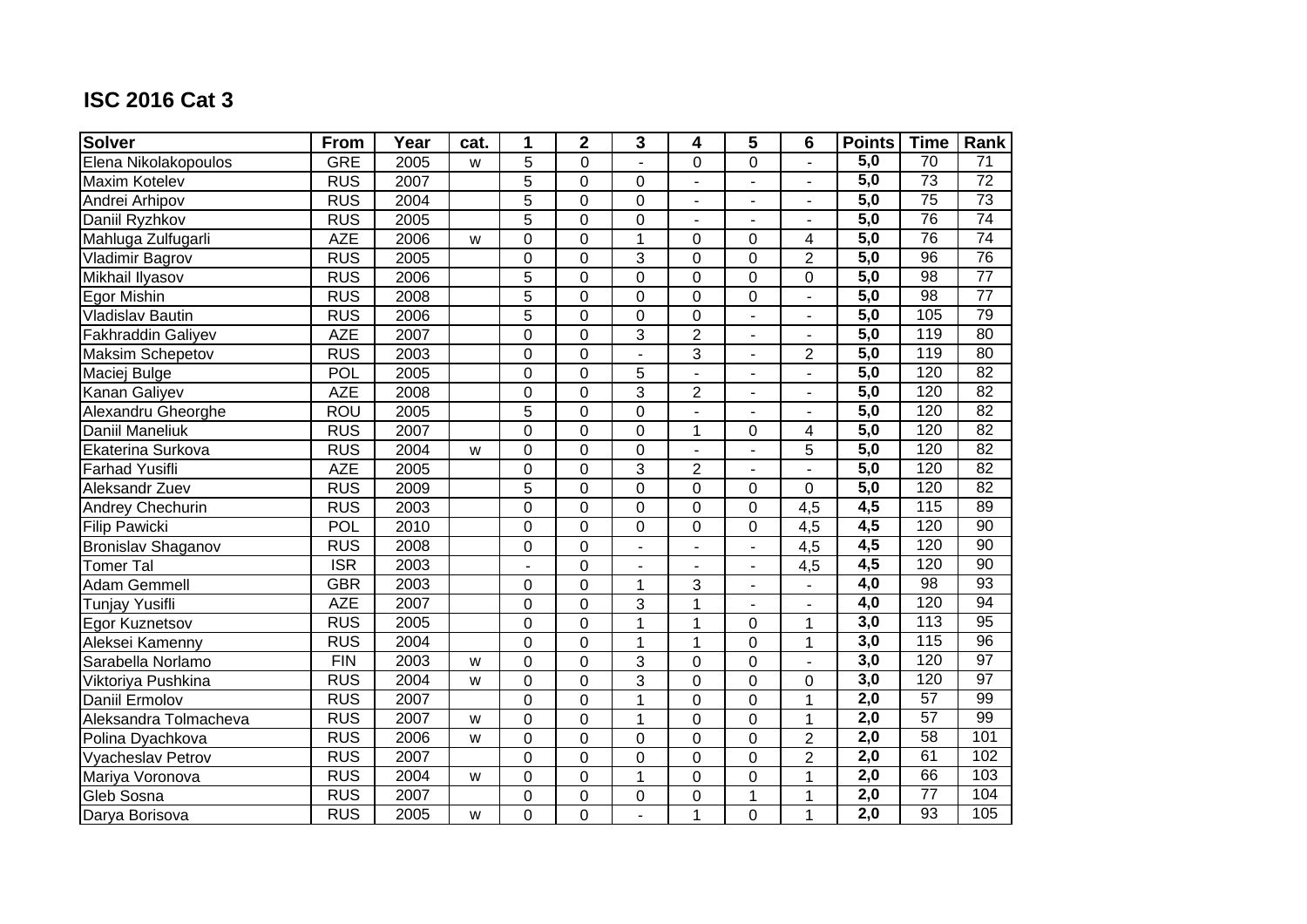## ISC 2016 Cat 3

| Solver | From | Year | cat. | 1 | 2 | 3 | 4 | 5 | 6 | Points | Time | Rank |
|---|---|---|---|---|---|---|---|---|---|---|---|---|
| Elena Nikolakopoulos | GRE | 2005 | w | 5 | 0 | - | 0 | 0 | - | 5,0 | 70 | 71 |
| Maxim Kotelev | RUS | 2007 | | 5 | 0 | 0 | - | - | - | 5,0 | 73 | 72 |
| Andrei Arhipov | RUS | 2004 | | 5 | 0 | 0 | - | - | - | 5,0 | 75 | 73 |
| Daniil Ryzhkov | RUS | 2005 | | 5 | 0 | 0 | - | - | - | 5,0 | 76 | 74 |
| Mahluga Zulfugarli | AZE | 2006 | w | 0 | 0 | 1 | 0 | 0 | 4 | 5,0 | 76 | 74 |
| Vladimir Bagrov | RUS | 2005 | | 0 | 0 | 3 | 0 | 0 | 2 | 5,0 | 96 | 76 |
| Mikhail Ilyasov | RUS | 2006 | | 5 | 0 | 0 | 0 | 0 | 0 | 5,0 | 98 | 77 |
| Egor Mishin | RUS | 2008 | | 5 | 0 | 0 | 0 | 0 | - | 5,0 | 98 | 77 |
| Vladislav Bautin | RUS | 2006 | | 5 | 0 | 0 | 0 | - | - | 5,0 | 105 | 79 |
| Fakhraddin Galiyev | AZE | 2007 | | 0 | 0 | 3 | 2 | - | - | 5,0 | 119 | 80 |
| Maksim Schepetov | RUS | 2003 | | 0 | 0 | - | 3 | - | 2 | 5,0 | 119 | 80 |
| Maciej Bulge | POL | 2005 | | 0 | 0 | 5 | - | - | - | 5,0 | 120 | 82 |
| Kanan Galiyev | AZE | 2008 | | 0 | 0 | 3 | 2 | - | - | 5,0 | 120 | 82 |
| Alexandru Gheorghe | ROU | 2005 | | 5 | 0 | 0 | - | - | - | 5,0 | 120 | 82 |
| Daniil Maneliuk | RUS | 2007 | | 0 | 0 | 0 | 1 | 0 | 4 | 5,0 | 120 | 82 |
| Ekaterina Surkova | RUS | 2004 | w | 0 | 0 | 0 | - | - | 5 | 5,0 | 120 | 82 |
| Farhad Yusifli | AZE | 2005 | | 0 | 0 | 3 | 2 | - | - | 5,0 | 120 | 82 |
| Aleksandr Zuev | RUS | 2009 | | 5 | 0 | 0 | 0 | 0 | 0 | 5,0 | 120 | 82 |
| Andrey Chechurin | RUS | 2003 | | 0 | 0 | 0 | 0 | 0 | 4,5 | 4,5 | 115 | 89 |
| Filip Pawicki | POL | 2010 | | 0 | 0 | 0 | 0 | 0 | 4,5 | 4,5 | 120 | 90 |
| Bronislav Shaganov | RUS | 2008 | | 0 | 0 | - | - | - | 4,5 | 4,5 | 120 | 90 |
| Tomer Tal | ISR | 2003 | | - | 0 | - | - | - | 4,5 | 4,5 | 120 | 90 |
| Adam Gemmell | GBR | 2003 | | 0 | 0 | 1 | 3 | - | - | 4,0 | 98 | 93 |
| Tunjay Yusifli | AZE | 2007 | | 0 | 0 | 3 | 1 | - | - | 4,0 | 120 | 94 |
| Egor Kuznetsov | RUS | 2005 | | 0 | 0 | 1 | 1 | 0 | 1 | 3,0 | 113 | 95 |
| Aleksei Kamenny | RUS | 2004 | | 0 | 0 | 1 | 1 | 0 | 1 | 3,0 | 115 | 96 |
| Sarabella Norlamo | FIN | 2003 | w | 0 | 0 | 3 | 0 | 0 | - | 3,0 | 120 | 97 |
| Viktoriya Pushkina | RUS | 2004 | w | 0 | 0 | 3 | 0 | 0 | 0 | 3,0 | 120 | 97 |
| Daniil Ermolov | RUS | 2007 | | 0 | 0 | 1 | 0 | 0 | 1 | 2,0 | 57 | 99 |
| Aleksandra Tolmacheva | RUS | 2007 | w | 0 | 0 | 1 | 0 | 0 | 1 | 2,0 | 57 | 99 |
| Polina Dyachkova | RUS | 2006 | w | 0 | 0 | 0 | 0 | 0 | 2 | 2,0 | 58 | 101 |
| Vyacheslav Petrov | RUS | 2007 | | 0 | 0 | 0 | 0 | 0 | 2 | 2,0 | 61 | 102 |
| Mariya Voronova | RUS | 2004 | w | 0 | 0 | 1 | 0 | 0 | 1 | 2,0 | 66 | 103 |
| Gleb Sosna | RUS | 2007 | | 0 | 0 | 0 | 0 | 1 | 1 | 2,0 | 77 | 104 |
| Darya Borisova | RUS | 2005 | w | 0 | 0 | - | 1 | 0 | 1 | 2,0 | 93 | 105 |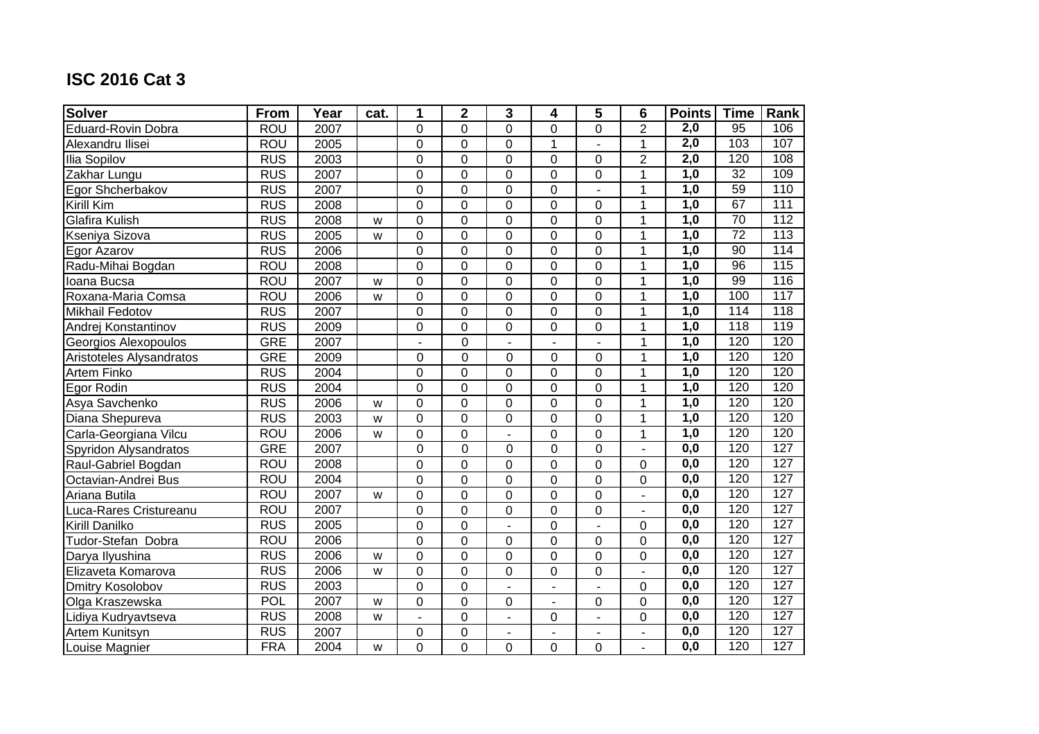## ISC 2016 Cat 3

| Solver | From | Year | cat. | 1 | 2 | 3 | 4 | 5 | 6 | Points | Time | Rank |
|---|---|---|---|---|---|---|---|---|---|---|---|---|
| Eduard-Rovin Dobra | ROU | 2007 | | 0 | 0 | 0 | 0 | 0 | 2 | **2,0** | 95 | 106 |
| Alexandru Ilisei | ROU | 2005 | | 0 | 0 | 0 | 1 | - | 1 | **2,0** | 103 | 107 |
| Ilia Sopilov | RUS | 2003 | | 0 | 0 | 0 | 0 | 0 | 2 | **2,0** | 120 | 108 |
| Zakhar Lungu | RUS | 2007 | | 0 | 0 | 0 | 0 | 0 | 1 | **1,0** | 32 | 109 |
| Egor Shcherbakov | RUS | 2007 | | 0 | 0 | 0 | 0 | - | 1 | **1,0** | 59 | 110 |
| Kirill Kim | RUS | 2008 | | 0 | 0 | 0 | 0 | 0 | 1 | **1,0** | 67 | 111 |
| Glafira Kulish | RUS | 2008 | w | 0 | 0 | 0 | 0 | 0 | 1 | **1,0** | 70 | 112 |
| Kseniya Sizova | RUS | 2005 | w | 0 | 0 | 0 | 0 | 0 | 1 | **1,0** | 72 | 113 |
| Egor Azarov | RUS | 2006 | | 0 | 0 | 0 | 0 | 0 | 1 | **1,0** | 90 | 114 |
| Radu-Mihai Bogdan | ROU | 2008 | | 0 | 0 | 0 | 0 | 0 | 1 | **1,0** | 96 | 115 |
| Ioana Bucsa | ROU | 2007 | w | 0 | 0 | 0 | 0 | 0 | 1 | **1,0** | 99 | 116 |
| Roxana-Maria Comsa | ROU | 2006 | w | 0 | 0 | 0 | 0 | 0 | 1 | **1,0** | 100 | 117 |
| Mikhail Fedotov | RUS | 2007 | | 0 | 0 | 0 | 0 | 0 | 1 | **1,0** | 114 | 118 |
| Andrej Konstantinov | RUS | 2009 | | 0 | 0 | 0 | 0 | 0 | 1 | **1,0** | 118 | 119 |
| Georgios Alexopoulos | GRE | 2007 | | - | 0 | - | - | - | 1 | **1,0** | 120 | 120 |
| Aristoteles Alysandratos | GRE | 2009 | | 0 | 0 | 0 | 0 | 0 | 1 | **1,0** | 120 | 120 |
| Artem Finko | RUS | 2004 | | 0 | 0 | 0 | 0 | 0 | 1 | **1,0** | 120 | 120 |
| Egor Rodin | RUS | 2004 | | 0 | 0 | 0 | 0 | 0 | 1 | **1,0** | 120 | 120 |
| Asya Savchenko | RUS | 2006 | w | 0 | 0 | 0 | 0 | 0 | 1 | **1,0** | 120 | 120 |
| Diana Shepureva | RUS | 2003 | w | 0 | 0 | 0 | 0 | 0 | 1 | **1,0** | 120 | 120 |
| Carla-Georgiana Vilcu | ROU | 2006 | w | 0 | 0 | - | 0 | 0 | 1 | **1,0** | 120 | 120 |
| Spyridon Alysandratos | GRE | 2007 | | 0 | 0 | 0 | 0 | 0 | - | **0,0** | 120 | 127 |
| Raul-Gabriel Bogdan | ROU | 2008 | | 0 | 0 | 0 | 0 | 0 | 0 | **0,0** | 120 | 127 |
| Octavian-Andrei Bus | ROU | 2004 | | 0 | 0 | 0 | 0 | 0 | 0 | **0,0** | 120 | 127 |
| Ariana Butila | ROU | 2007 | w | 0 | 0 | 0 | 0 | 0 | - | **0,0** | 120 | 127 |
| Luca-Rares Cristureanu | ROU | 2007 | | 0 | 0 | 0 | 0 | 0 | - | **0,0** | 120 | 127 |
| Kirill Danilko | RUS | 2005 | | 0 | 0 | - | 0 | - | 0 | **0,0** | 120 | 127 |
| Tudor-Stefan Dobra | ROU | 2006 | | 0 | 0 | 0 | 0 | 0 | 0 | **0,0** | 120 | 127 |
| Darya Ilyushina | RUS | 2006 | w | 0 | 0 | 0 | 0 | 0 | 0 | **0,0** | 120 | 127 |
| Elizaveta Komarova | RUS | 2006 | w | 0 | 0 | 0 | 0 | 0 | - | **0,0** | 120 | 127 |
| Dmitry Kosolobov | RUS | 2003 | | 0 | 0 | - | - | - | 0 | **0,0** | 120 | 127 |
| Olga Kraszewska | POL | 2007 | w | 0 | 0 | 0 | - | 0 | 0 | **0,0** | 120 | 127 |
| Lidiya Kudryavtseva | RUS | 2008 | w | - | 0 | - | 0 | - | 0 | **0,0** | 120 | 127 |
| Artem Kunitsyn | RUS | 2007 | | 0 | 0 | - | - | - | - | **0,0** | 120 | 127 |
| Louise Magnier | FRA | 2004 | w | 0 | 0 | 0 | 0 | 0 | - | **0,0** | 120 | 127 |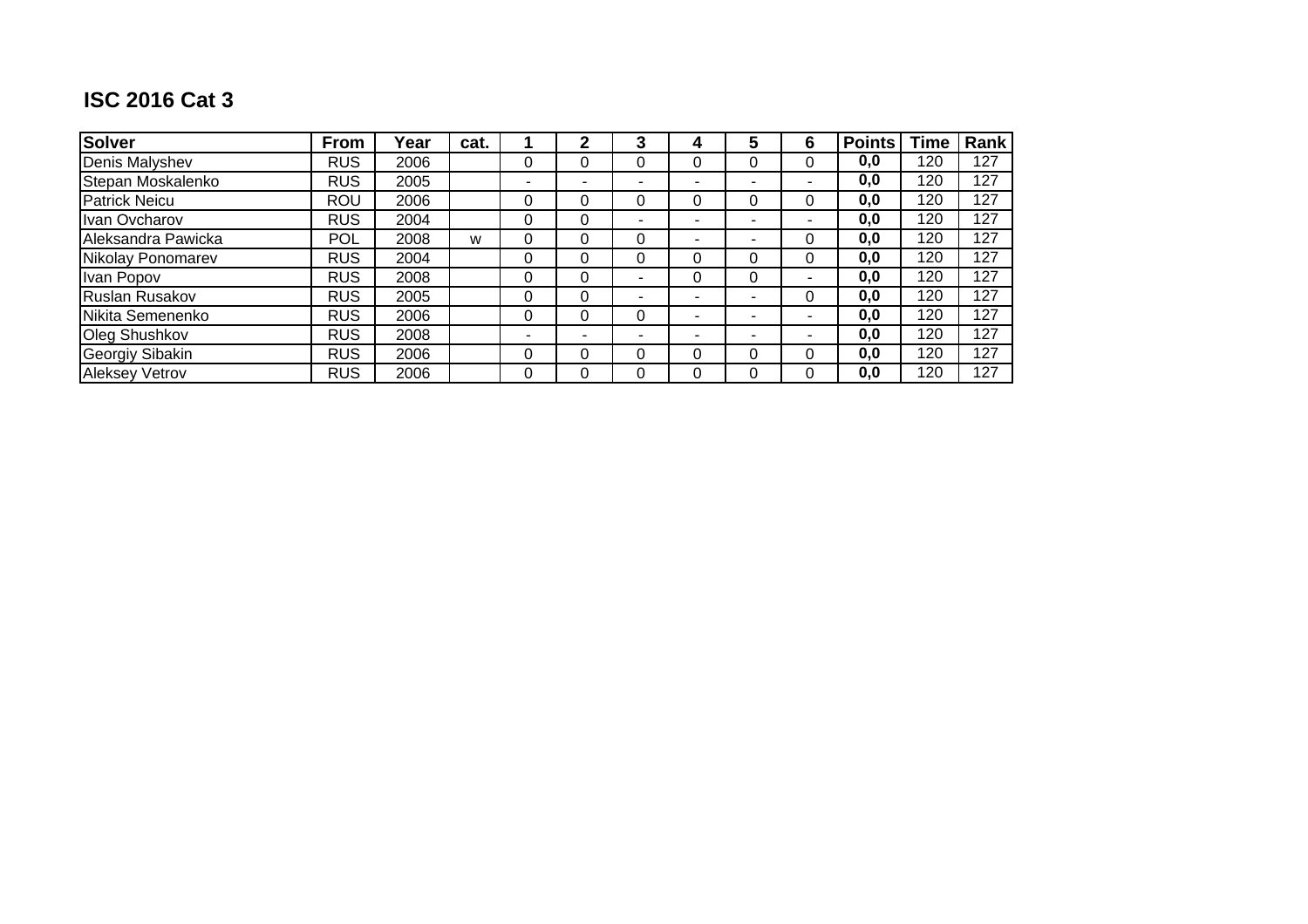## ISC 2016 Cat 3

| Solver | From | Year | cat. | 1 | 2 | 3 | 4 | 5 | 6 | Points | Time | Rank |
|---|---|---|---|---|---|---|---|---|---|---|---|---|
| Denis Malyshev | RUS | 2006 | | 0 | 0 | 0 | 0 | 0 | 0 | **0,0** | 120 | 127 |
| Stepan Moskalenko | RUS | 2005 | | - | - | - | - | - | - | **0,0** | 120 | 127 |
| Patrick Neicu | ROU | 2006 | | 0 | 0 | 0 | 0 | 0 | 0 | **0,0** | 120 | 127 |
| Ivan Ovcharov | RUS | 2004 | | 0 | 0 | - | - | - | - | **0,0** | 120 | 127 |
| Aleksandra Pawicka | POL | 2008 | w | 0 | 0 | 0 | - | - | 0 | **0,0** | 120 | 127 |
| Nikolay Ponomarev | RUS | 2004 | | 0 | 0 | 0 | 0 | 0 | 0 | **0,0** | 120 | 127 |
| Ivan Popov | RUS | 2008 | | 0 | 0 | - | 0 | 0 | - | **0,0** | 120 | 127 |
| Ruslan Rusakov | RUS | 2005 | | 0 | 0 | - | - | - | 0 | **0,0** | 120 | 127 |
| Nikita Semenenko | RUS | 2006 | | 0 | 0 | 0 | - | - | - | **0,0** | 120 | 127 |
| Oleg Shushkov | RUS | 2008 | | - | - | - | - | - | - | **0,0** | 120 | 127 |
| Georgiy Sibakin | RUS | 2006 | | 0 | 0 | 0 | 0 | 0 | 0 | **0,0** | 120 | 127 |
| Aleksey Vetrov | RUS | 2006 | | 0 | 0 | 0 | 0 | 0 | 0 | **0,0** | 120 | 127 |